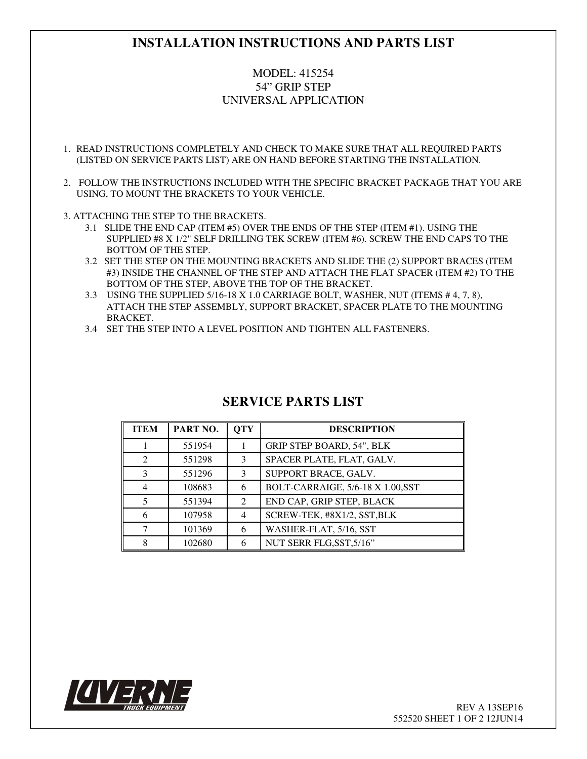# INSTALLATION INSTRUCTIONS AND PARTS LIST

MODEL: 415254
54" GRIP STEP
UNIVERSAL APPLICATION

1. READ INSTRUCTIONS COMPLETELY AND CHECK TO MAKE SURE THAT ALL REQUIRED PARTS (LISTED ON SERVICE PARTS LIST) ARE ON HAND BEFORE STARTING THE INSTALLATION.

2. FOLLOW THE INSTRUCTIONS INCLUDED WITH THE SPECIFIC BRACKET PACKAGE THAT YOU ARE USING, TO MOUNT THE BRACKETS TO YOUR VEHICLE.

3. ATTACHING THE STEP TO THE BRACKETS.
   - 3.1 SLIDE THE END CAP (ITEM #5) OVER THE ENDS OF THE STEP (ITEM #1). USING THE SUPPLIED #8 X 1/2" SELF DRILLING TEK SCREW (ITEM #6). SCREW THE END CAPS TO THE BOTTOM OF THE STEP.
   - 3.2 SET THE STEP ON THE MOUNTING BRACKETS AND SLIDE THE (2) SUPPORT BRACES (ITEM #3) INSIDE THE CHANNEL OF THE STEP AND ATTACH THE FLAT SPACER (ITEM #2) TO THE BOTTOM OF THE STEP, ABOVE THE TOP OF THE BRACKET.
   - 3.3 USING THE SUPPLIED 5/16-18 X 1.0 CARRIAGE BOLT, WASHER, NUT (ITEMS # 4, 7, 8), ATTACH THE STEP ASSEMBLY, SUPPORT BRACKET, SPACER PLATE TO THE MOUNTING BRACKET.
   - 3.4 SET THE STEP INTO A LEVEL POSITION AND TIGHTEN ALL FASTENERS.

## SERVICE PARTS LIST

| ITEM | PART NO. | QTY | DESCRIPTION |
|---|---|---|---|
| 1 | 551954 | 1 | GRIP STEP BOARD, 54", BLK |
| 2 | 551298 | 3 | SPACER PLATE, FLAT, GALV. |
| 3 | 551296 | 3 | SUPPORT BRACE, GALV. |
| 4 | 108683 | 6 | BOLT-CARRAIGE, 5/6-18 X 1.00,SST |
| 5 | 551394 | 2 | END CAP, GRIP STEP, BLACK |
| 6 | 107958 | 4 | SCREW-TEK, #8X1/2, SST,BLK |
| 7 | 101369 | 6 | WASHER-FLAT, 5/16, SST |
| 8 | 102680 | 6 | NUT SERR FLG,SST,5/16" |

LUVERNE TRUCK EQUIPMENT

REV A 13SEP16
552520 SHEET 1 OF 2 12JUN14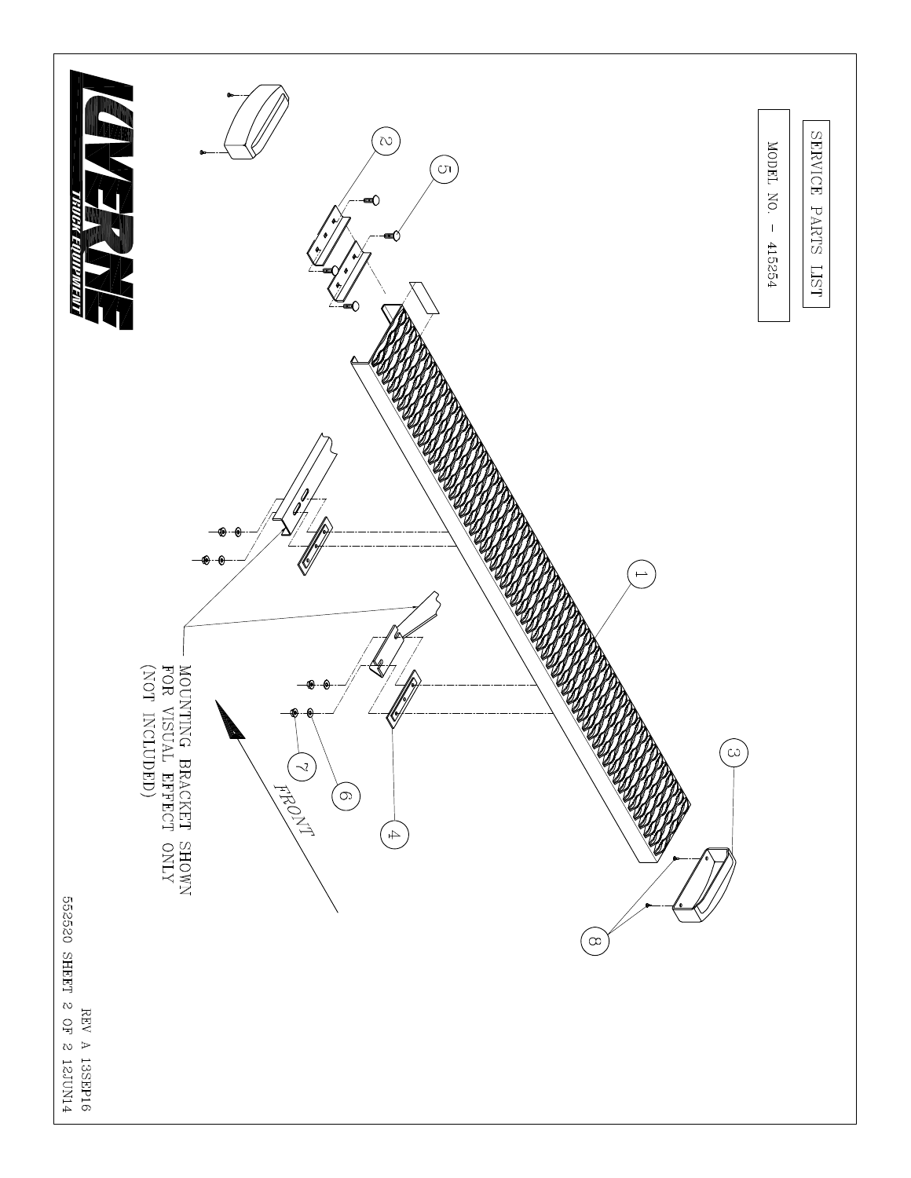# SERVICE PARTS LIST

MODEL NO. – 415254

LAVERNE TRUCK EQUIPMENT

MOUNTING BRACKET SHOWN FOR VISUAL EFFECT ONLY (NOT INCLUDED)

FRONT

1

2

3

4

5

6

7

8

REV A 13SEP16

552520 SHEET 2 OF 2 12JUN14